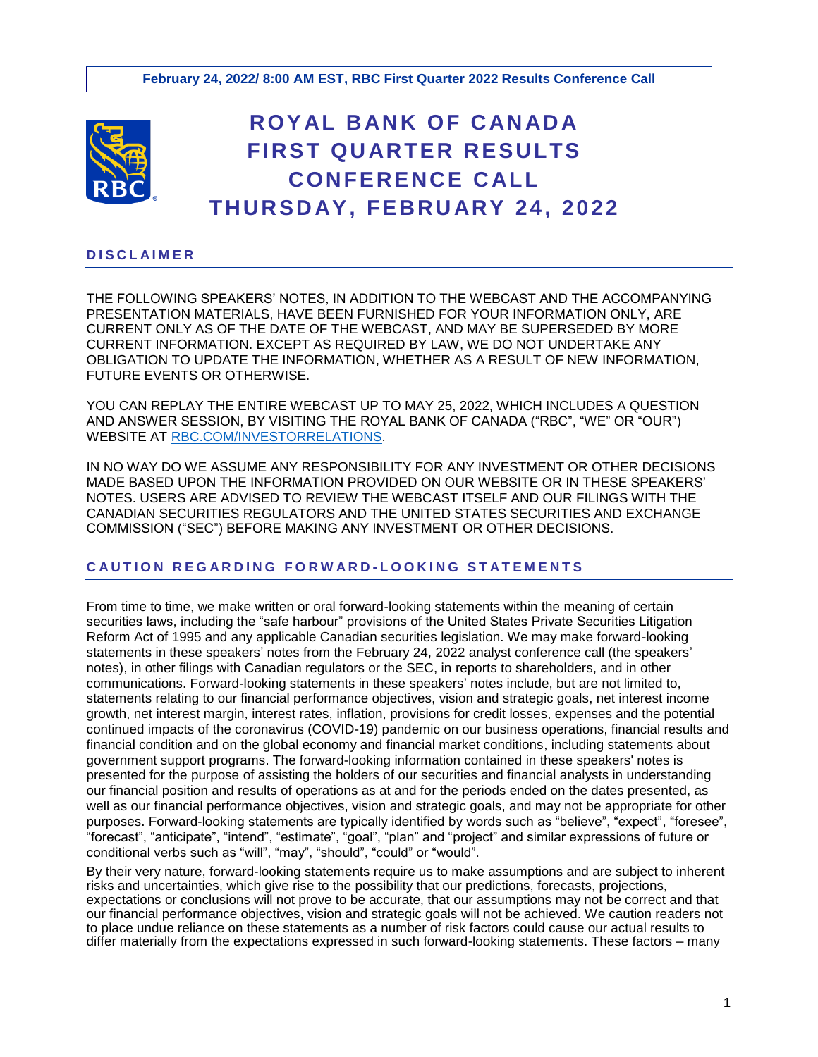**February 24, 2022/ 8:00 AM EST, RBC First Quarter 2022 Results Conference Call**

# ROYAL BANK OF CANADA FIRST QUARTER RESULTS CONFERENCE CALL THURSDAY, FEBRUARY 24, 2022

## DISCLAIMER

THE FOLLOWING SPEAKERS' NOTES, IN ADDITION TO THE WEBCAST AND THE ACCOMPANYING PRESENTATION MATERIALS, HAVE BEEN FURNISHED FOR YOUR INFORMATION ONLY, ARE CURRENT ONLY AS OF THE DATE OF THE WEBCAST, AND MAY BE SUPERSEDED BY MORE CURRENT INFORMATION. EXCEPT AS REQUIRED BY LAW, WE DO NOT UNDERTAKE ANY OBLIGATION TO UPDATE THE INFORMATION, WHETHER AS A RESULT OF NEW INFORMATION, FUTURE EVENTS OR OTHERWISE.

YOU CAN REPLAY THE ENTIRE WEBCAST UP TO MAY 25, 2022, WHICH INCLUDES A QUESTION AND ANSWER SESSION, BY VISITING THE ROYAL BANK OF CANADA ("RBC", "WE" OR "OUR") WEBSITE AT RBC.COM/INVESTORRELATIONS.

IN NO WAY DO WE ASSUME ANY RESPONSIBILITY FOR ANY INVESTMENT OR OTHER DECISIONS MADE BASED UPON THE INFORMATION PROVIDED ON OUR WEBSITE OR IN THESE SPEAKERS' NOTES. USERS ARE ADVISED TO REVIEW THE WEBCAST ITSELF AND OUR FILINGS WITH THE CANADIAN SECURITIES REGULATORS AND THE UNITED STATES SECURITIES AND EXCHANGE COMMISSION ("SEC") BEFORE MAKING ANY INVESTMENT OR OTHER DECISIONS.

## CAUTION REGARDING FORWARD-LOOKING STATEMENTS

From time to time, we make written or oral forward-looking statements within the meaning of certain securities laws, including the "safe harbour" provisions of the United States Private Securities Litigation Reform Act of 1995 and any applicable Canadian securities legislation. We may make forward-looking statements in these speakers' notes from the February 24, 2022 analyst conference call (the speakers' notes), in other filings with Canadian regulators or the SEC, in reports to shareholders, and in other communications. Forward-looking statements in these speakers' notes include, but are not limited to, statements relating to our financial performance objectives, vision and strategic goals, net interest income growth, net interest margin, interest rates, inflation, provisions for credit losses, expenses and the potential continued impacts of the coronavirus (COVID-19) pandemic on our business operations, financial results and financial condition and on the global economy and financial market conditions, including statements about government support programs. The forward-looking information contained in these speakers' notes is presented for the purpose of assisting the holders of our securities and financial analysts in understanding our financial position and results of operations as at and for the periods ended on the dates presented, as well as our financial performance objectives, vision and strategic goals, and may not be appropriate for other purposes. Forward-looking statements are typically identified by words such as "believe", "expect", "foresee", "forecast", "anticipate", "intend", "estimate", "goal", "plan" and "project" and similar expressions of future or conditional verbs such as "will", "may", "should", "could" or "would".

By their very nature, forward-looking statements require us to make assumptions and are subject to inherent risks and uncertainties, which give rise to the possibility that our predictions, forecasts, projections, expectations or conclusions will not prove to be accurate, that our assumptions may not be correct and that our financial performance objectives, vision and strategic goals will not be achieved. We caution readers not to place undue reliance on these statements as a number of risk factors could cause our actual results to differ materially from the expectations expressed in such forward-looking statements. These factors – many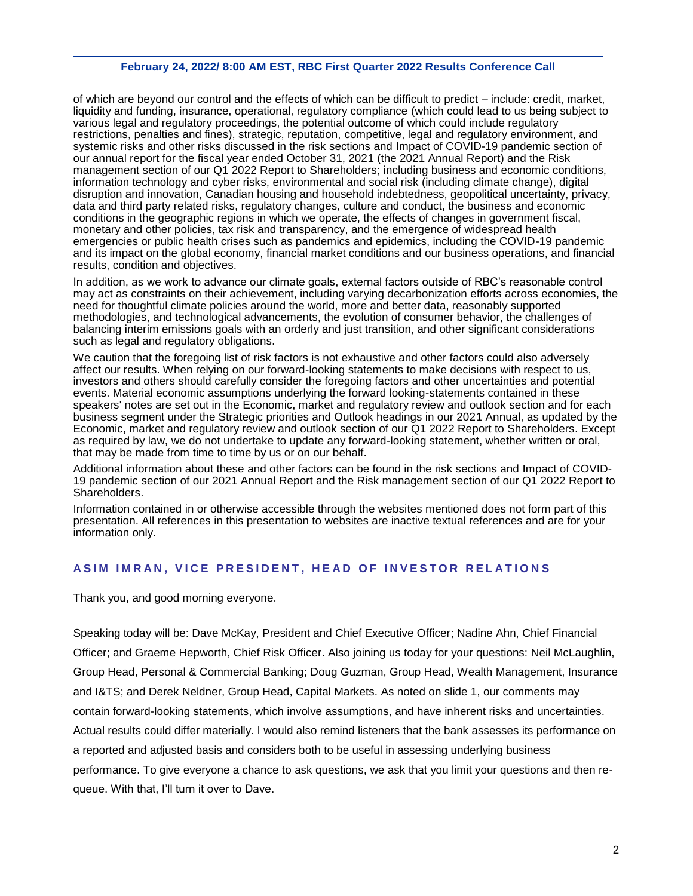of which are beyond our control and the effects of which can be difficult to predict – include: credit, market, liquidity and funding, insurance, operational, regulatory compliance (which could lead to us being subject to various legal and regulatory proceedings, the potential outcome of which could include regulatory restrictions, penalties and fines), strategic, reputation, competitive, legal and regulatory environment, and systemic risks and other risks discussed in the risk sections and Impact of COVID-19 pandemic section of our annual report for the fiscal year ended October 31, 2021 (the 2021 Annual Report) and the Risk management section of our Q1 2022 Report to Shareholders; including business and economic conditions, information technology and cyber risks, environmental and social risk (including climate change), digital disruption and innovation, Canadian housing and household indebtedness, geopolitical uncertainty, privacy, data and third party related risks, regulatory changes, culture and conduct, the business and economic conditions in the geographic regions in which we operate, the effects of changes in government fiscal, monetary and other policies, tax risk and transparency, and the emergence of widespread health emergencies or public health crises such as pandemics and epidemics, including the COVID-19 pandemic and its impact on the global economy, financial market conditions and our business operations, and financial results, condition and objectives.

In addition, as we work to advance our climate goals, external factors outside of RBC's reasonable control may act as constraints on their achievement, including varying decarbonization efforts across economies, the need for thoughtful climate policies around the world, more and better data, reasonably supported methodologies, and technological advancements, the evolution of consumer behavior, the challenges of balancing interim emissions goals with an orderly and just transition, and other significant considerations such as legal and regulatory obligations.

We caution that the foregoing list of risk factors is not exhaustive and other factors could also adversely affect our results. When relying on our forward-looking statements to make decisions with respect to us, investors and others should carefully consider the foregoing factors and other uncertainties and potential events. Material economic assumptions underlying the forward looking-statements contained in these speakers' notes are set out in the Economic, market and regulatory review and outlook section and for each business segment under the Strategic priorities and Outlook headings in our 2021 Annual, as updated by the Economic, market and regulatory review and outlook section of our Q1 2022 Report to Shareholders. Except as required by law, we do not undertake to update any forward-looking statement, whether written or oral, that may be made from time to time by us or on our behalf.

Additional information about these and other factors can be found in the risk sections and Impact of COVID-19 pandemic section of our 2021 Annual Report and the Risk management section of our Q1 2022 Report to Shareholders.

Information contained in or otherwise accessible through the websites mentioned does not form part of this presentation. All references in this presentation to websites are inactive textual references and are for your information only.

## ASIM IMRAN, VICE PRESIDENT, HEAD OF INVESTOR RELATIONS

Thank you, and good morning everyone.

Speaking today will be: Dave McKay, President and Chief Executive Officer; Nadine Ahn, Chief Financial Officer; and Graeme Hepworth, Chief Risk Officer. Also joining us today for your questions: Neil McLaughlin, Group Head, Personal & Commercial Banking; Doug Guzman, Group Head, Wealth Management, Insurance and I&TS; and Derek Neldner, Group Head, Capital Markets. As noted on slide 1, our comments may contain forward-looking statements, which involve assumptions, and have inherent risks and uncertainties. Actual results could differ materially. I would also remind listeners that the bank assesses its performance on a reported and adjusted basis and considers both to be useful in assessing underlying business performance. To give everyone a chance to ask questions, we ask that you limit your questions and then re-queue. With that, I'll turn it over to Dave.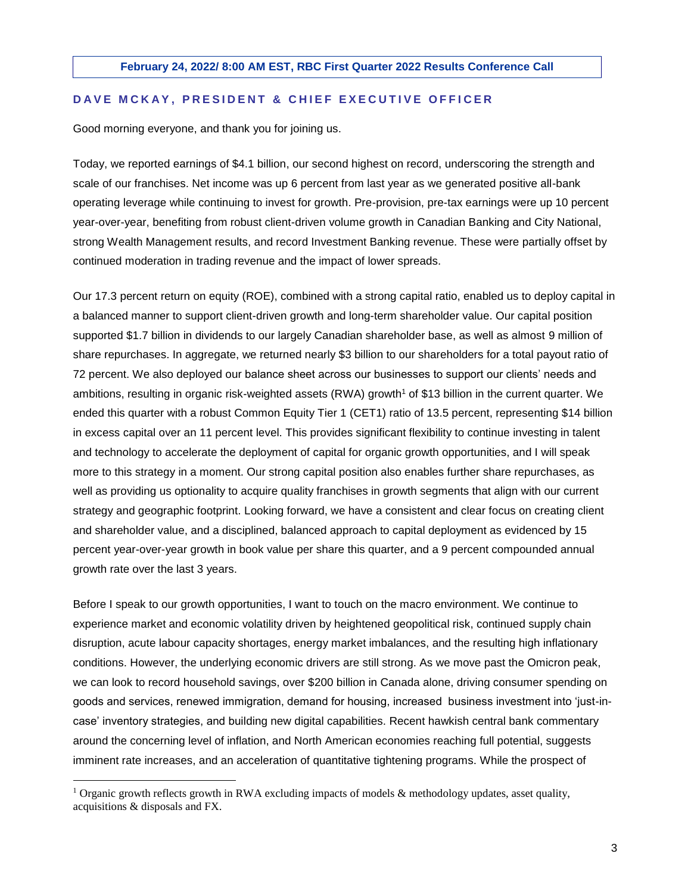**February 24, 2022/ 8:00 AM EST, RBC First Quarter 2022 Results Conference Call**

## DAVE MCKAY, PRESIDENT & CHIEF EXECUTIVE OFFICER

Good morning everyone, and thank you for joining us.

Today, we reported earnings of $4.1 billion, our second highest on record, underscoring the strength and scale of our franchises. Net income was up 6 percent from last year as we generated positive all-bank operating leverage while continuing to invest for growth. Pre-provision, pre-tax earnings were up 10 percent year-over-year, benefiting from robust client-driven volume growth in Canadian Banking and City National, strong Wealth Management results, and record Investment Banking revenue. These were partially offset by continued moderation in trading revenue and the impact of lower spreads.

Our 17.3 percent return on equity (ROE), combined with a strong capital ratio, enabled us to deploy capital in a balanced manner to support client-driven growth and long-term shareholder value. Our capital position supported $1.7 billion in dividends to our largely Canadian shareholder base, as well as almost 9 million of share repurchases. In aggregate, we returned nearly $3 billion to our shareholders for a total payout ratio of 72 percent. We also deployed our balance sheet across our businesses to support our clients' needs and ambitions, resulting in organic risk-weighted assets (RWA) growth[1] of $13 billion in the current quarter. We ended this quarter with a robust Common Equity Tier 1 (CET1) ratio of 13.5 percent, representing $14 billion in excess capital over an 11 percent level. This provides significant flexibility to continue investing in talent and technology to accelerate the deployment of capital for organic growth opportunities, and I will speak more to this strategy in a moment. Our strong capital position also enables further share repurchases, as well as providing us optionality to acquire quality franchises in growth segments that align with our current strategy and geographic footprint. Looking forward, we have a consistent and clear focus on creating client and shareholder value, and a disciplined, balanced approach to capital deployment as evidenced by 15 percent year-over-year growth in book value per share this quarter, and a 9 percent compounded annual growth rate over the last 3 years.

Before I speak to our growth opportunities, I want to touch on the macro environment. We continue to experience market and economic volatility driven by heightened geopolitical risk, continued supply chain disruption, acute labour capacity shortages, energy market imbalances, and the resulting high inflationary conditions. However, the underlying economic drivers are still strong. As we move past the Omicron peak, we can look to record household savings, over $200 billion in Canada alone, driving consumer spending on goods and services, renewed immigration, demand for housing, increased business investment into 'just-in-case' inventory strategies, and building new digital capabilities. Recent hawkish central bank commentary around the concerning level of inflation, and North American economies reaching full potential, suggests imminent rate increases, and an acceleration of quantitative tightening programs. While the prospect of

[1] Organic growth reflects growth in RWA excluding impacts of models & methodology updates, asset quality, acquisitions & disposals and FX.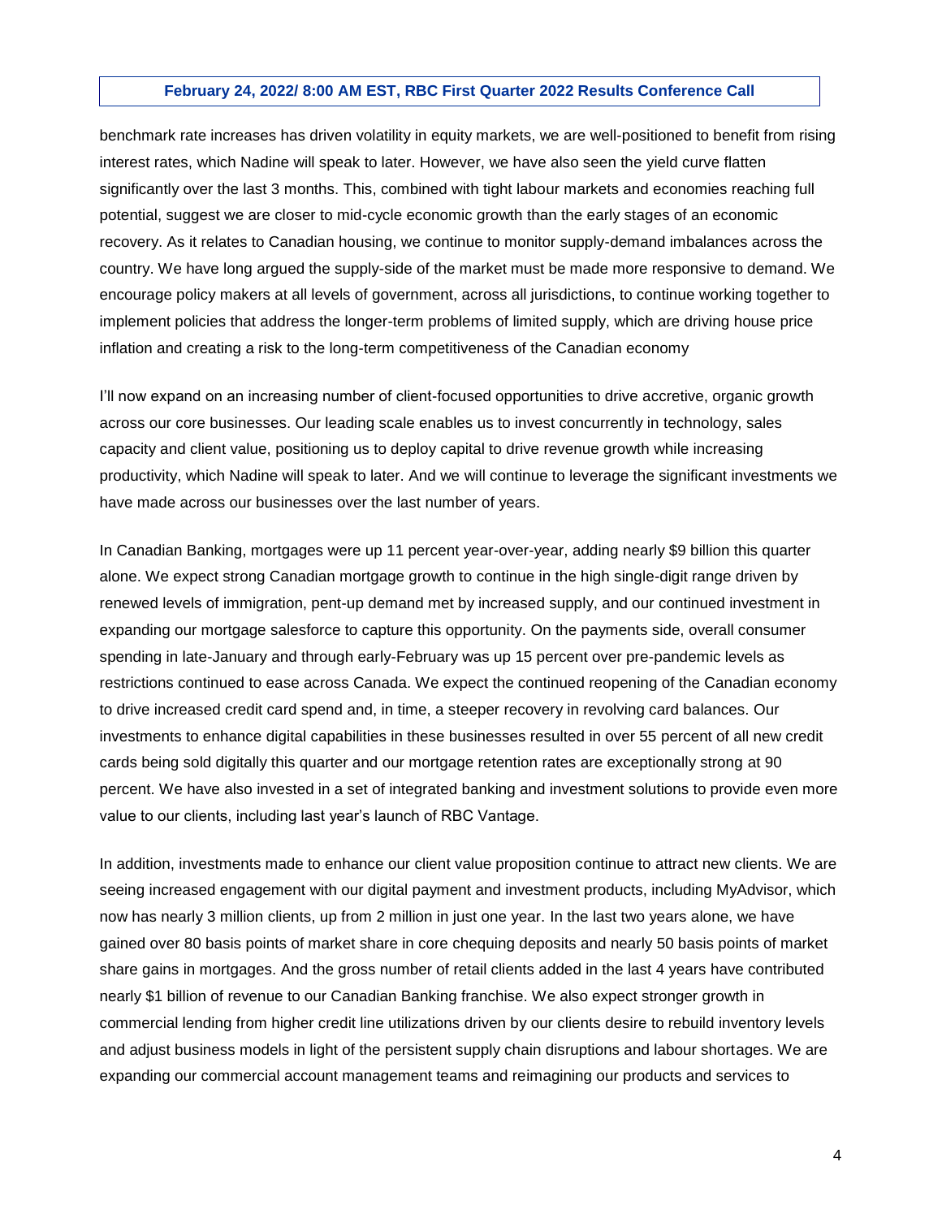benchmark rate increases has driven volatility in equity markets, we are well-positioned to benefit from rising interest rates, which Nadine will speak to later. However, we have also seen the yield curve flatten significantly over the last 3 months. This, combined with tight labour markets and economies reaching full potential, suggest we are closer to mid-cycle economic growth than the early stages of an economic recovery. As it relates to Canadian housing, we continue to monitor supply-demand imbalances across the country. We have long argued the supply-side of the market must be made more responsive to demand. We encourage policy makers at all levels of government, across all jurisdictions, to continue working together to implement policies that address the longer-term problems of limited supply, which are driving house price inflation and creating a risk to the long-term competitiveness of the Canadian economy

I'll now expand on an increasing number of client-focused opportunities to drive accretive, organic growth across our core businesses. Our leading scale enables us to invest concurrently in technology, sales capacity and client value, positioning us to deploy capital to drive revenue growth while increasing productivity, which Nadine will speak to later. And we will continue to leverage the significant investments we have made across our businesses over the last number of years.

In Canadian Banking, mortgages were up 11 percent year-over-year, adding nearly $9 billion this quarter alone. We expect strong Canadian mortgage growth to continue in the high single-digit range driven by renewed levels of immigration, pent-up demand met by increased supply, and our continued investment in expanding our mortgage salesforce to capture this opportunity. On the payments side, overall consumer spending in late-January and through early-February was up 15 percent over pre-pandemic levels as restrictions continued to ease across Canada. We expect the continued reopening of the Canadian economy to drive increased credit card spend and, in time, a steeper recovery in revolving card balances. Our investments to enhance digital capabilities in these businesses resulted in over 55 percent of all new credit cards being sold digitally this quarter and our mortgage retention rates are exceptionally strong at 90 percent. We have also invested in a set of integrated banking and investment solutions to provide even more value to our clients, including last year's launch of RBC Vantage.

In addition, investments made to enhance our client value proposition continue to attract new clients. We are seeing increased engagement with our digital payment and investment products, including MyAdvisor, which now has nearly 3 million clients, up from 2 million in just one year. In the last two years alone, we have gained over 80 basis points of market share in core chequing deposits and nearly 50 basis points of market share gains in mortgages. And the gross number of retail clients added in the last 4 years have contributed nearly $1 billion of revenue to our Canadian Banking franchise. We also expect stronger growth in commercial lending from higher credit line utilizations driven by our clients desire to rebuild inventory levels and adjust business models in light of the persistent supply chain disruptions and labour shortages. We are expanding our commercial account management teams and reimagining our products and services to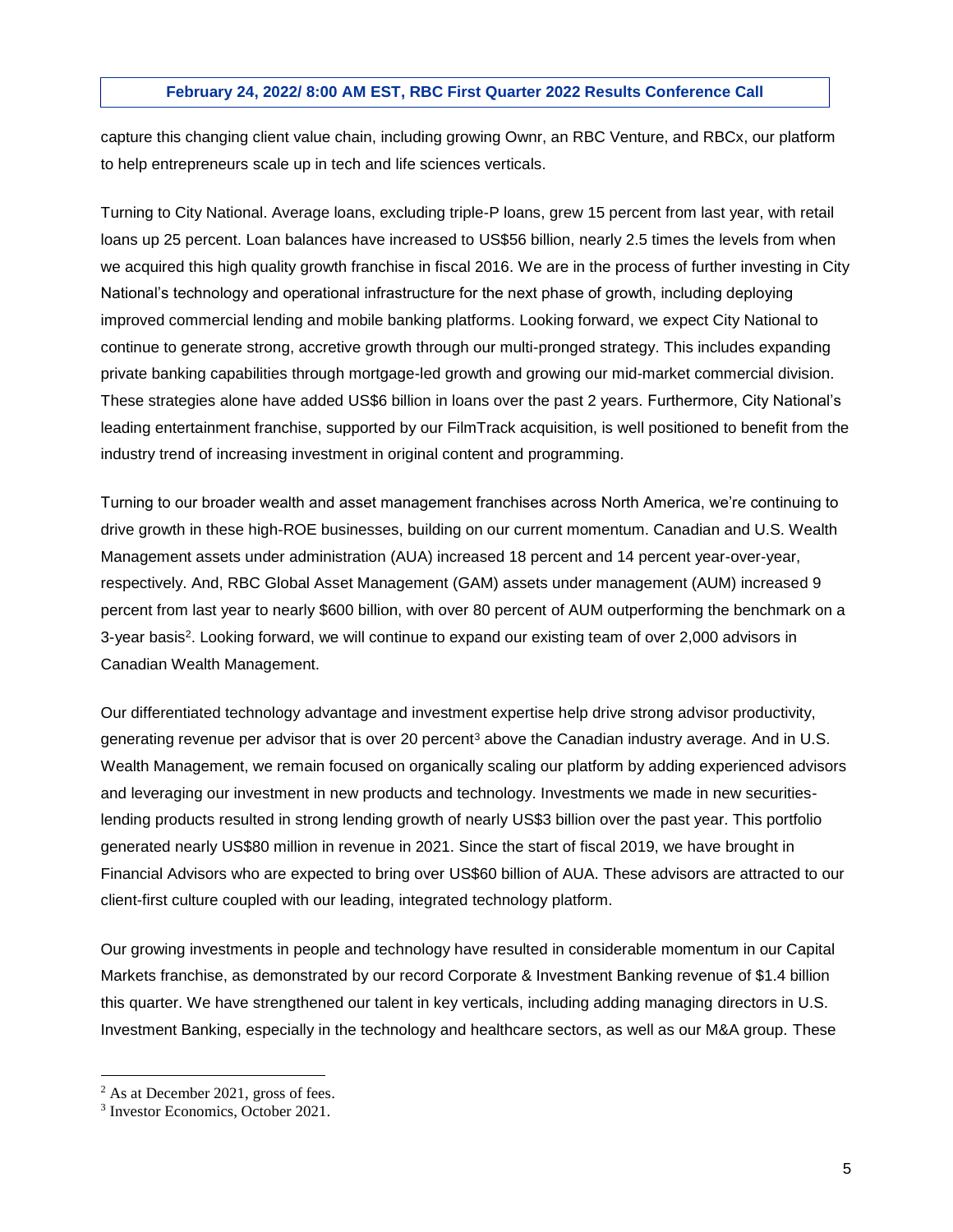capture this changing client value chain, including growing Ownr, an RBC Venture, and RBCx, our platform to help entrepreneurs scale up in tech and life sciences verticals.

Turning to City National. Average loans, excluding triple-P loans, grew 15 percent from last year, with retail loans up 25 percent. Loan balances have increased to US$56 billion, nearly 2.5 times the levels from when we acquired this high quality growth franchise in fiscal 2016. We are in the process of further investing in City National's technology and operational infrastructure for the next phase of growth, including deploying improved commercial lending and mobile banking platforms. Looking forward, we expect City National to continue to generate strong, accretive growth through our multi-pronged strategy. This includes expanding private banking capabilities through mortgage-led growth and growing our mid-market commercial division. These strategies alone have added US$6 billion in loans over the past 2 years. Furthermore, City National's leading entertainment franchise, supported by our FilmTrack acquisition, is well positioned to benefit from the industry trend of increasing investment in original content and programming.

Turning to our broader wealth and asset management franchises across North America, we're continuing to drive growth in these high-ROE businesses, building on our current momentum. Canadian and U.S. Wealth Management assets under administration (AUA) increased 18 percent and 14 percent year-over-year, respectively. And, RBC Global Asset Management (GAM) assets under management (AUM) increased 9 percent from last year to nearly $600 billion, with over 80 percent of AUM outperforming the benchmark on a 3-year basis[2]. Looking forward, we will continue to expand our existing team of over 2,000 advisors in Canadian Wealth Management.

Our differentiated technology advantage and investment expertise help drive strong advisor productivity, generating revenue per advisor that is over 20 percent[3] above the Canadian industry average. And in U.S. Wealth Management, we remain focused on organically scaling our platform by adding experienced advisors and leveraging our investment in new products and technology. Investments we made in new securities-lending products resulted in strong lending growth of nearly US$3 billion over the past year. This portfolio generated nearly US$80 million in revenue in 2021. Since the start of fiscal 2019, we have brought in Financial Advisors who are expected to bring over US$60 billion of AUA. These advisors are attracted to our client-first culture coupled with our leading, integrated technology platform.

Our growing investments in people and technology have resulted in considerable momentum in our Capital Markets franchise, as demonstrated by our record Corporate & Investment Banking revenue of $1.4 billion this quarter. We have strengthened our talent in key verticals, including adding managing directors in U.S. Investment Banking, especially in the technology and healthcare sectors, as well as our M&A group. These

[2] As at December 2021, gross of fees.

[3] Investor Economics, October 2021.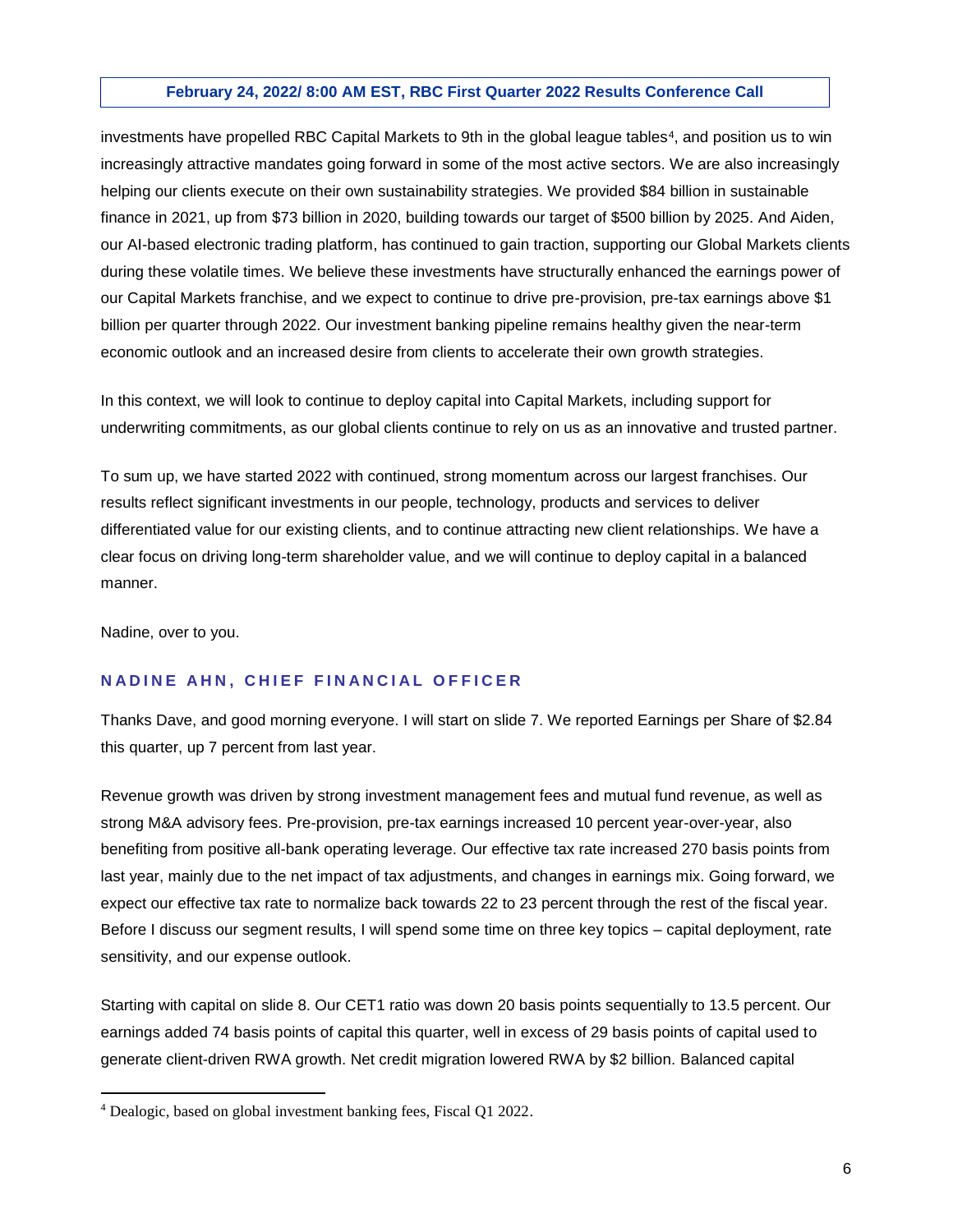investments have propelled RBC Capital Markets to 9th in the global league tables[4], and position us to win increasingly attractive mandates going forward in some of the most active sectors. We are also increasingly helping our clients execute on their own sustainability strategies. We provided $84 billion in sustainable finance in 2021, up from $73 billion in 2020, building towards our target of $500 billion by 2025. And Aiden, our AI-based electronic trading platform, has continued to gain traction, supporting our Global Markets clients during these volatile times. We believe these investments have structurally enhanced the earnings power of our Capital Markets franchise, and we expect to continue to drive pre-provision, pre-tax earnings above $1 billion per quarter through 2022. Our investment banking pipeline remains healthy given the near-term economic outlook and an increased desire from clients to accelerate their own growth strategies.

In this context, we will look to continue to deploy capital into Capital Markets, including support for underwriting commitments, as our global clients continue to rely on us as an innovative and trusted partner.

To sum up, we have started 2022 with continued, strong momentum across our largest franchises. Our results reflect significant investments in our people, technology, products and services to deliver differentiated value for our existing clients, and to continue attracting new client relationships. We have a clear focus on driving long-term shareholder value, and we will continue to deploy capital in a balanced manner.

Nadine, over to you.

### NADINE AHN, CHIEF FINANCIAL OFFICER

Thanks Dave, and good morning everyone. I will start on slide 7. We reported Earnings per Share of $2.84 this quarter, up 7 percent from last year.

Revenue growth was driven by strong investment management fees and mutual fund revenue, as well as strong M&A advisory fees. Pre-provision, pre-tax earnings increased 10 percent year-over-year, also benefiting from positive all-bank operating leverage. Our effective tax rate increased 270 basis points from last year, mainly due to the net impact of tax adjustments, and changes in earnings mix. Going forward, we expect our effective tax rate to normalize back towards 22 to 23 percent through the rest of the fiscal year. Before I discuss our segment results, I will spend some time on three key topics – capital deployment, rate sensitivity, and our expense outlook.

Starting with capital on slide 8. Our CET1 ratio was down 20 basis points sequentially to 13.5 percent. Our earnings added 74 basis points of capital this quarter, well in excess of 29 basis points of capital used to generate client-driven RWA growth. Net credit migration lowered RWA by $2 billion. Balanced capital

---

[4] Dealogic, based on global investment banking fees, Fiscal Q1 2022.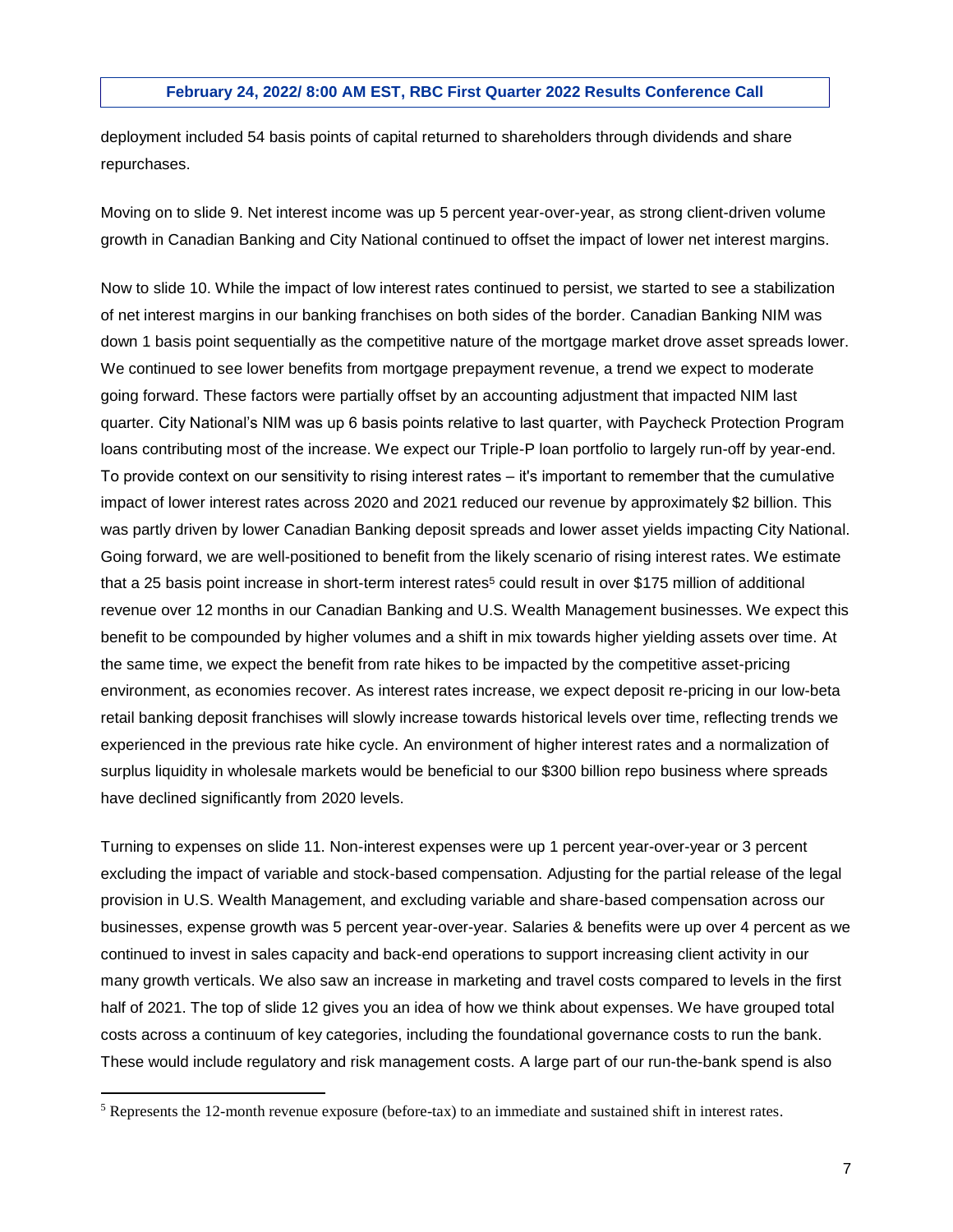deployment included 54 basis points of capital returned to shareholders through dividends and share repurchases.

Moving on to slide 9. Net interest income was up 5 percent year-over-year, as strong client-driven volume growth in Canadian Banking and City National continued to offset the impact of lower net interest margins.

Now to slide 10. While the impact of low interest rates continued to persist, we started to see a stabilization of net interest margins in our banking franchises on both sides of the border. Canadian Banking NIM was down 1 basis point sequentially as the competitive nature of the mortgage market drove asset spreads lower. We continued to see lower benefits from mortgage prepayment revenue, a trend we expect to moderate going forward. These factors were partially offset by an accounting adjustment that impacted NIM last quarter. City National's NIM was up 6 basis points relative to last quarter, with Paycheck Protection Program loans contributing most of the increase. We expect our Triple-P loan portfolio to largely run-off by year-end. To provide context on our sensitivity to rising interest rates – it's important to remember that the cumulative impact of lower interest rates across 2020 and 2021 reduced our revenue by approximately $2 billion. This was partly driven by lower Canadian Banking deposit spreads and lower asset yields impacting City National. Going forward, we are well-positioned to benefit from the likely scenario of rising interest rates. We estimate that a 25 basis point increase in short-term interest rates[5] could result in over $175 million of additional revenue over 12 months in our Canadian Banking and U.S. Wealth Management businesses. We expect this benefit to be compounded by higher volumes and a shift in mix towards higher yielding assets over time. At the same time, we expect the benefit from rate hikes to be impacted by the competitive asset-pricing environment, as economies recover. As interest rates increase, we expect deposit re-pricing in our low-beta retail banking deposit franchises will slowly increase towards historical levels over time, reflecting trends we experienced in the previous rate hike cycle. An environment of higher interest rates and a normalization of surplus liquidity in wholesale markets would be beneficial to our $300 billion repo business where spreads have declined significantly from 2020 levels.

Turning to expenses on slide 11. Non-interest expenses were up 1 percent year-over-year or 3 percent excluding the impact of variable and stock-based compensation. Adjusting for the partial release of the legal provision in U.S. Wealth Management, and excluding variable and share-based compensation across our businesses, expense growth was 5 percent year-over-year. Salaries & benefits were up over 4 percent as we continued to invest in sales capacity and back-end operations to support increasing client activity in our many growth verticals. We also saw an increase in marketing and travel costs compared to levels in the first half of 2021. The top of slide 12 gives you an idea of how we think about expenses. We have grouped total costs across a continuum of key categories, including the foundational governance costs to run the bank. These would include regulatory and risk management costs. A large part of our run-the-bank spend is also

[5] Represents the 12-month revenue exposure (before-tax) to an immediate and sustained shift in interest rates.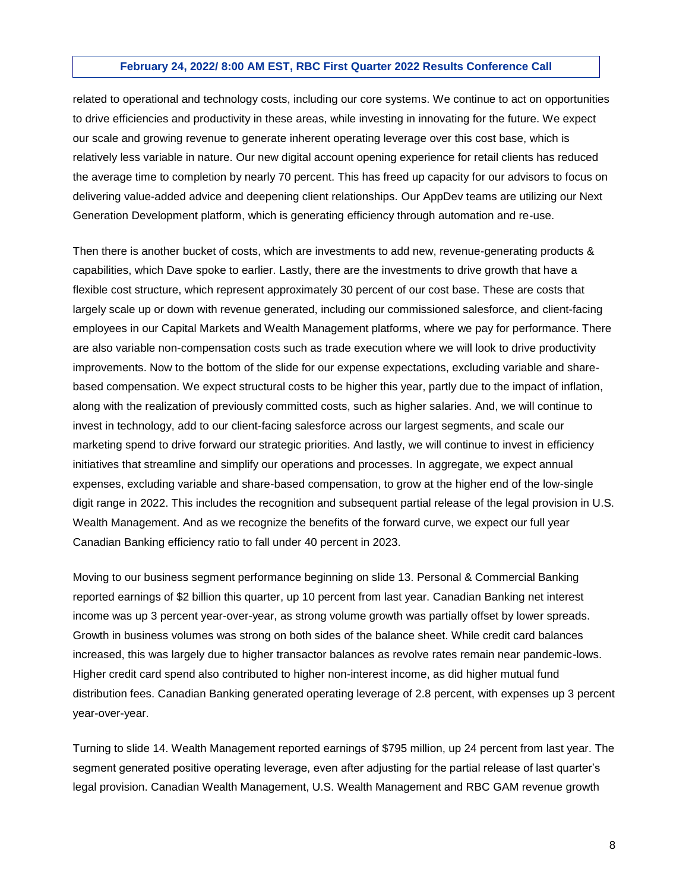related to operational and technology costs, including our core systems. We continue to act on opportunities to drive efficiencies and productivity in these areas, while investing in innovating for the future. We expect our scale and growing revenue to generate inherent operating leverage over this cost base, which is relatively less variable in nature. Our new digital account opening experience for retail clients has reduced the average time to completion by nearly 70 percent. This has freed up capacity for our advisors to focus on delivering value-added advice and deepening client relationships. Our AppDev teams are utilizing our Next Generation Development platform, which is generating efficiency through automation and re-use.

Then there is another bucket of costs, which are investments to add new, revenue-generating products & capabilities, which Dave spoke to earlier. Lastly, there are the investments to drive growth that have a flexible cost structure, which represent approximately 30 percent of our cost base. These are costs that largely scale up or down with revenue generated, including our commissioned salesforce, and client-facing employees in our Capital Markets and Wealth Management platforms, where we pay for performance. There are also variable non-compensation costs such as trade execution where we will look to drive productivity improvements. Now to the bottom of the slide for our expense expectations, excluding variable and share-based compensation. We expect structural costs to be higher this year, partly due to the impact of inflation, along with the realization of previously committed costs, such as higher salaries. And, we will continue to invest in technology, add to our client-facing salesforce across our largest segments, and scale our marketing spend to drive forward our strategic priorities. And lastly, we will continue to invest in efficiency initiatives that streamline and simplify our operations and processes. In aggregate, we expect annual expenses, excluding variable and share-based compensation, to grow at the higher end of the low-single digit range in 2022. This includes the recognition and subsequent partial release of the legal provision in U.S. Wealth Management. And as we recognize the benefits of the forward curve, we expect our full year Canadian Banking efficiency ratio to fall under 40 percent in 2023.

Moving to our business segment performance beginning on slide 13. Personal & Commercial Banking reported earnings of $2 billion this quarter, up 10 percent from last year. Canadian Banking net interest income was up 3 percent year-over-year, as strong volume growth was partially offset by lower spreads. Growth in business volumes was strong on both sides of the balance sheet. While credit card balances increased, this was largely due to higher transactor balances as revolve rates remain near pandemic-lows. Higher credit card spend also contributed to higher non-interest income, as did higher mutual fund distribution fees. Canadian Banking generated operating leverage of 2.8 percent, with expenses up 3 percent year-over-year.

Turning to slide 14. Wealth Management reported earnings of $795 million, up 24 percent from last year. The segment generated positive operating leverage, even after adjusting for the partial release of last quarter's legal provision. Canadian Wealth Management, U.S. Wealth Management and RBC GAM revenue growth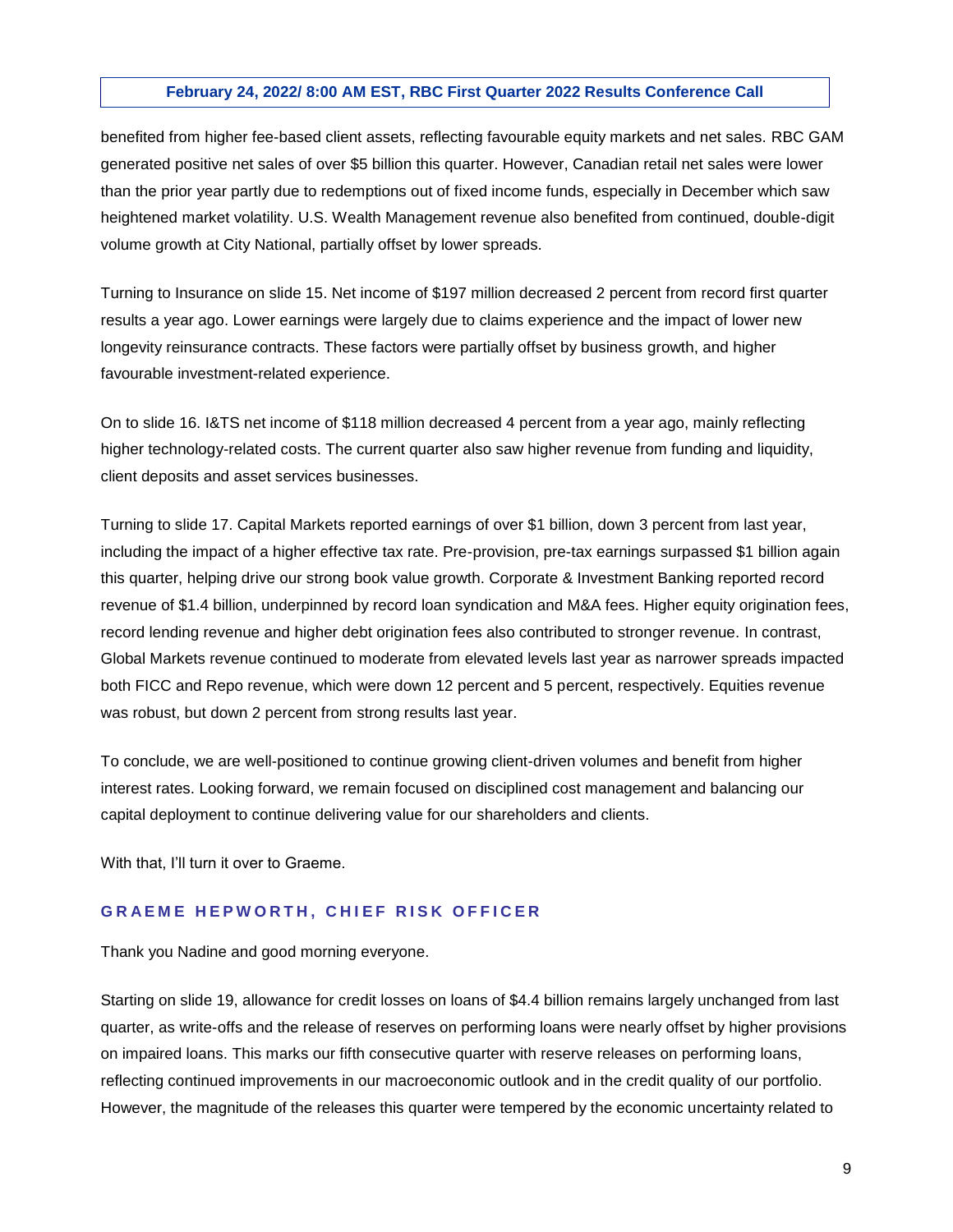benefited from higher fee-based client assets, reflecting favourable equity markets and net sales. RBC GAM generated positive net sales of over $5 billion this quarter. However, Canadian retail net sales were lower than the prior year partly due to redemptions out of fixed income funds, especially in December which saw heightened market volatility. U.S. Wealth Management revenue also benefited from continued, double-digit volume growth at City National, partially offset by lower spreads.

Turning to Insurance on slide 15. Net income of $197 million decreased 2 percent from record first quarter results a year ago. Lower earnings were largely due to claims experience and the impact of lower new longevity reinsurance contracts. These factors were partially offset by business growth, and higher favourable investment-related experience.

On to slide 16. I&TS net income of $118 million decreased 4 percent from a year ago, mainly reflecting higher technology-related costs. The current quarter also saw higher revenue from funding and liquidity, client deposits and asset services businesses.

Turning to slide 17. Capital Markets reported earnings of over $1 billion, down 3 percent from last year, including the impact of a higher effective tax rate. Pre-provision, pre-tax earnings surpassed $1 billion again this quarter, helping drive our strong book value growth. Corporate & Investment Banking reported record revenue of $1.4 billion, underpinned by record loan syndication and M&A fees. Higher equity origination fees, record lending revenue and higher debt origination fees also contributed to stronger revenue. In contrast, Global Markets revenue continued to moderate from elevated levels last year as narrower spreads impacted both FICC and Repo revenue, which were down 12 percent and 5 percent, respectively. Equities revenue was robust, but down 2 percent from strong results last year.

To conclude, we are well-positioned to continue growing client-driven volumes and benefit from higher interest rates. Looking forward, we remain focused on disciplined cost management and balancing our capital deployment to continue delivering value for our shareholders and clients.

With that, I'll turn it over to Graeme.

### GRAEME HEPWORTH, CHIEF RISK OFFICER

Thank you Nadine and good morning everyone.

Starting on slide 19, allowance for credit losses on loans of $4.4 billion remains largely unchanged from last quarter, as write-offs and the release of reserves on performing loans were nearly offset by higher provisions on impaired loans. This marks our fifth consecutive quarter with reserve releases on performing loans, reflecting continued improvements in our macroeconomic outlook and in the credit quality of our portfolio. However, the magnitude of the releases this quarter were tempered by the economic uncertainty related to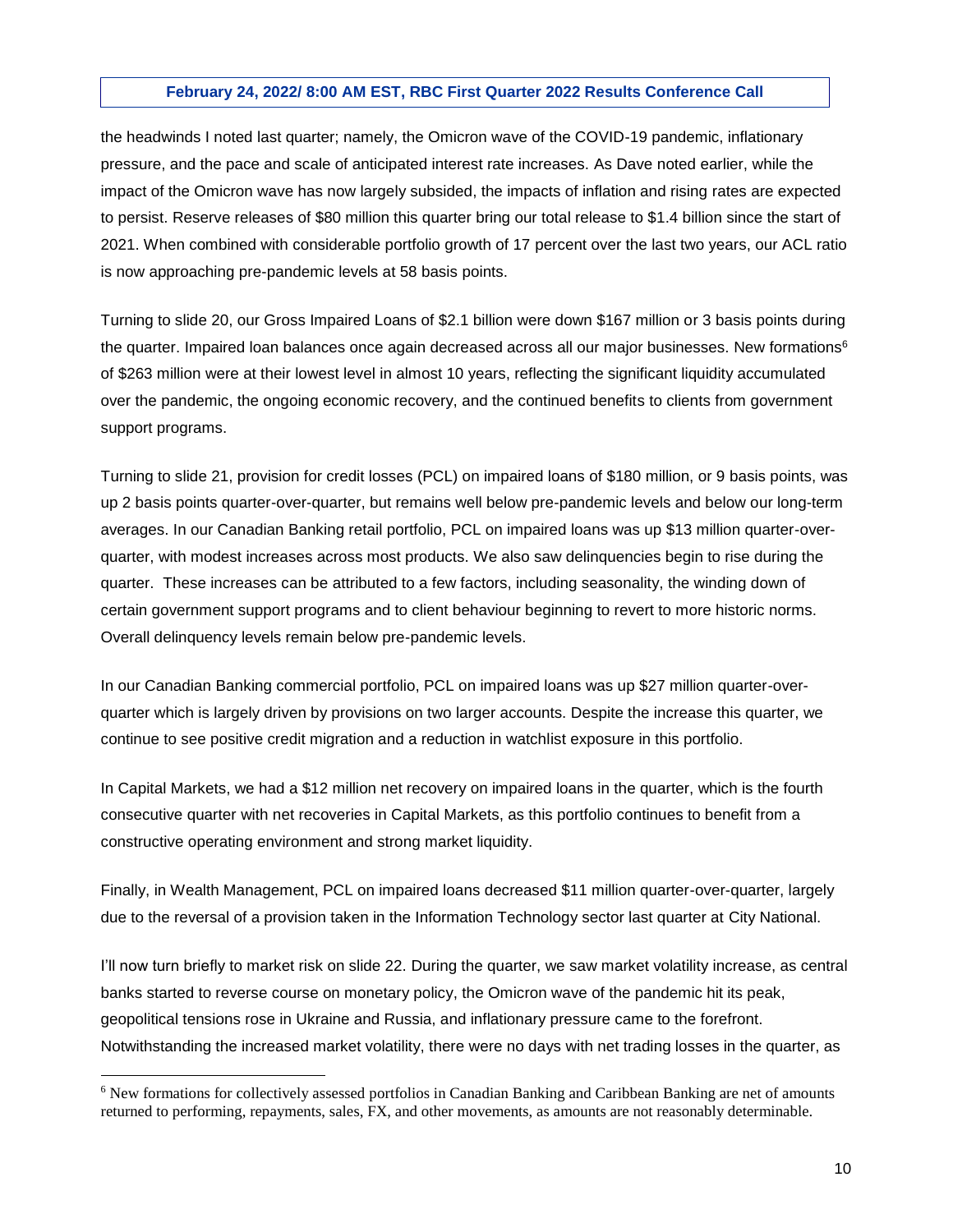the headwinds I noted last quarter; namely, the Omicron wave of the COVID-19 pandemic, inflationary pressure, and the pace and scale of anticipated interest rate increases. As Dave noted earlier, while the impact of the Omicron wave has now largely subsided, the impacts of inflation and rising rates are expected to persist. Reserve releases of $80 million this quarter bring our total release to $1.4 billion since the start of 2021. When combined with considerable portfolio growth of 17 percent over the last two years, our ACL ratio is now approaching pre-pandemic levels at 58 basis points.

Turning to slide 20, our Gross Impaired Loans of $2.1 billion were down $167 million or 3 basis points during the quarter. Impaired loan balances once again decreased across all our major businesses. New formations[6] of $263 million were at their lowest level in almost 10 years, reflecting the significant liquidity accumulated over the pandemic, the ongoing economic recovery, and the continued benefits to clients from government support programs.

Turning to slide 21, provision for credit losses (PCL) on impaired loans of $180 million, or 9 basis points, was up 2 basis points quarter-over-quarter, but remains well below pre-pandemic levels and below our long-term averages. In our Canadian Banking retail portfolio, PCL on impaired loans was up $13 million quarter-over-quarter, with modest increases across most products. We also saw delinquencies begin to rise during the quarter. These increases can be attributed to a few factors, including seasonality, the winding down of certain government support programs and to client behaviour beginning to revert to more historic norms. Overall delinquency levels remain below pre-pandemic levels.

In our Canadian Banking commercial portfolio, PCL on impaired loans was up $27 million quarter-over-quarter which is largely driven by provisions on two larger accounts. Despite the increase this quarter, we continue to see positive credit migration and a reduction in watchlist exposure in this portfolio.

In Capital Markets, we had a $12 million net recovery on impaired loans in the quarter, which is the fourth consecutive quarter with net recoveries in Capital Markets, as this portfolio continues to benefit from a constructive operating environment and strong market liquidity.

Finally, in Wealth Management, PCL on impaired loans decreased $11 million quarter-over-quarter, largely due to the reversal of a provision taken in the Information Technology sector last quarter at City National.

I'll now turn briefly to market risk on slide 22. During the quarter, we saw market volatility increase, as central banks started to reverse course on monetary policy, the Omicron wave of the pandemic hit its peak, geopolitical tensions rose in Ukraine and Russia, and inflationary pressure came to the forefront. Notwithstanding the increased market volatility, there were no days with net trading losses in the quarter, as

---

[6] New formations for collectively assessed portfolios in Canadian Banking and Caribbean Banking are net of amounts returned to performing, repayments, sales, FX, and other movements, as amounts are not reasonably determinable.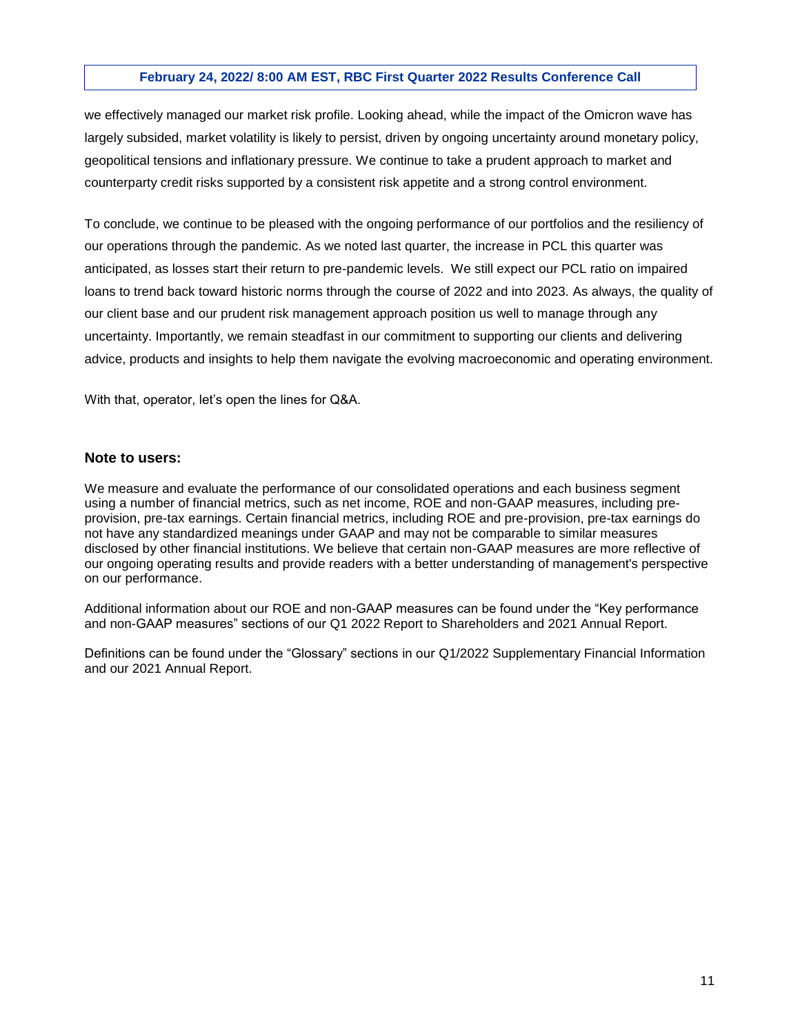we effectively managed our market risk profile. Looking ahead, while the impact of the Omicron wave has largely subsided, market volatility is likely to persist, driven by ongoing uncertainty around monetary policy, geopolitical tensions and inflationary pressure. We continue to take a prudent approach to market and counterparty credit risks supported by a consistent risk appetite and a strong control environment.

To conclude, we continue to be pleased with the ongoing performance of our portfolios and the resiliency of our operations through the pandemic. As we noted last quarter, the increase in PCL this quarter was anticipated, as losses start their return to pre-pandemic levels. We still expect our PCL ratio on impaired loans to trend back toward historic norms through the course of 2022 and into 2023. As always, the quality of our client base and our prudent risk management approach position us well to manage through any uncertainty. Importantly, we remain steadfast in our commitment to supporting our clients and delivering advice, products and insights to help them navigate the evolving macroeconomic and operating environment.

With that, operator, let's open the lines for Q&A.

### Note to users:

We measure and evaluate the performance of our consolidated operations and each business segment using a number of financial metrics, such as net income, ROE and non-GAAP measures, including pre-provision, pre-tax earnings. Certain financial metrics, including ROE and pre-provision, pre-tax earnings do not have any standardized meanings under GAAP and may not be comparable to similar measures disclosed by other financial institutions. We believe that certain non-GAAP measures are more reflective of our ongoing operating results and provide readers with a better understanding of management's perspective on our performance.

Additional information about our ROE and non-GAAP measures can be found under the "Key performance and non-GAAP measures" sections of our Q1 2022 Report to Shareholders and 2021 Annual Report.

Definitions can be found under the "Glossary" sections in our Q1/2022 Supplementary Financial Information and our 2021 Annual Report.